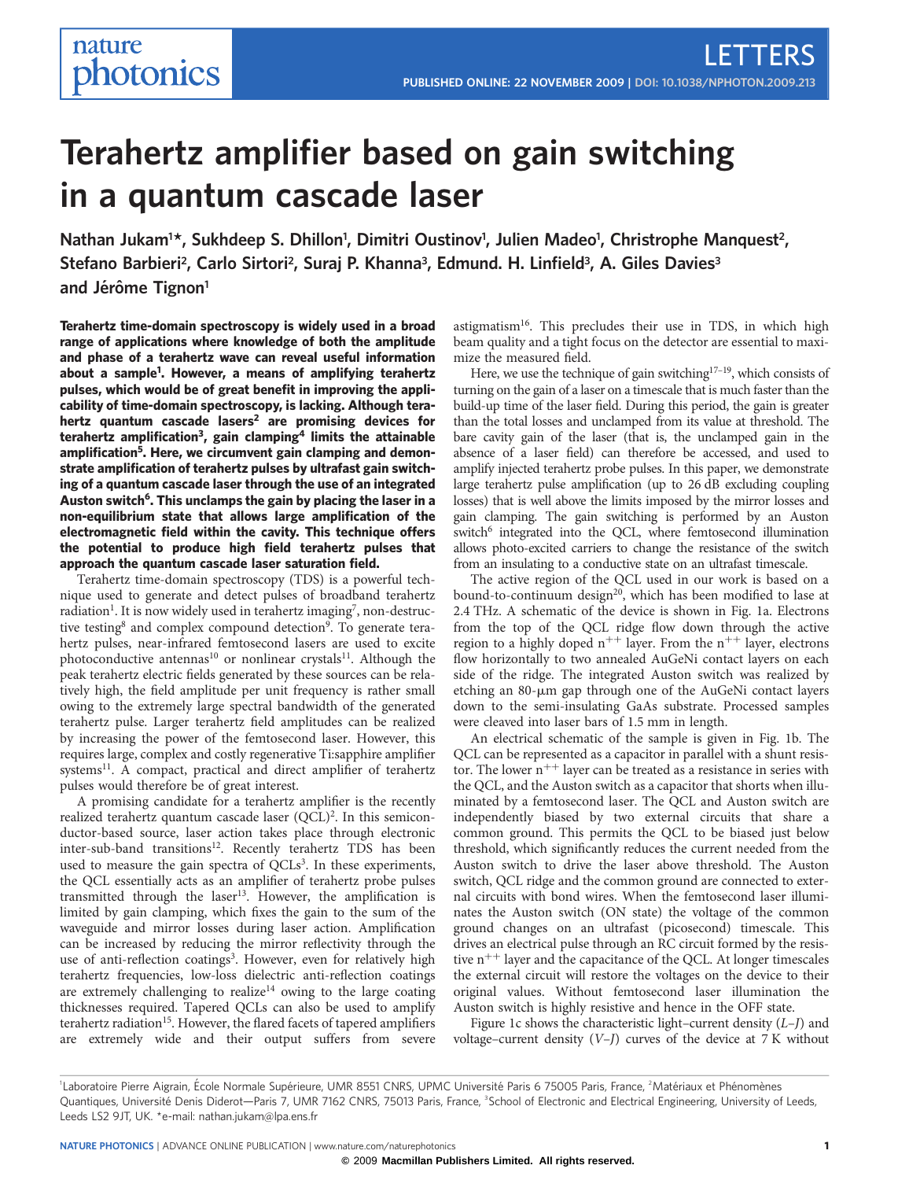# Terahertz amplifier based on gain switching in a quantum cascade laser

Nathan Jukam[1]*, Sukhdeep S. Dhillon[1], Dimitri Oustinov[1], Julien Madeo[1], Christophe Manquest[2], Stefano Barbieri[2], Carlo Sirtori[2], Suraj P. Khanna[3], Edmund. H. Linfield[3], A. Giles Davies[3] and Jérôme Tignon[1]

**Terahertz time-domain spectroscopy is widely used in a broad range of applications where knowledge of both the amplitude and phase of a terahertz wave can reveal useful information about a sample[1]. However, a means of amplifying terahertz pulses, which would be of great benefit in improving the applicability of time-domain spectroscopy, is lacking. Although terahertz quantum cascade lasers[2] are promising devices for terahertz amplification[3], gain clamping[4] limits the attainable amplification[5]. Here, we circumvent gain clamping and demonstrate amplification of terahertz pulses by ultrafast gain switching of a quantum cascade laser through the use of an integrated Auston switch[6]. This unclamps the gain by placing the laser in a non-equilibrium state that allows large amplification of the electromagnetic field within the cavity. This technique offers the potential to produce high field terahertz pulses that approach the quantum cascade laser saturation field.**

Terahertz time-domain spectroscopy (TDS) is a powerful technique used to generate and detect pulses of broadband terahertz radiation[1]. It is now widely used in terahertz imaging[7], non-destructive testing[8] and complex compound detection[9]. To generate terahertz pulses, near-infrared femtosecond lasers are used to excite photoconductive antennas[10] or nonlinear crystals[11]. Although the peak terahertz electric fields generated by these sources can be relatively high, the field amplitude per unit frequency is rather small owing to the extremely large spectral bandwidth of the generated terahertz pulse. Larger terahertz field amplitudes can be realized by increasing the power of the femtosecond laser. However, this requires large, complex and costly regenerative Ti:sapphire amplifier systems[11]. A compact, practical and direct amplifier of terahertz pulses would therefore be of great interest.

A promising candidate for a terahertz amplifier is the recently realized terahertz quantum cascade laser (QCL)[2]. In this semiconductor-based source, laser action takes place through electronic inter-sub-band transitions[12]. Recently terahertz TDS has been used to measure the gain spectra of QCLs[3]. In these experiments, the QCL essentially acts as an amplifier of terahertz probe pulses transmitted through the laser[13]. However, the amplification is limited by gain clamping, which fixes the gain to the sum of the waveguide and mirror losses during laser action. Amplification can be increased by reducing the mirror reflectivity through the use of anti-reflection coatings[3]. However, even for relatively high terahertz frequencies, low-loss dielectric anti-reflection coatings are extremely challenging to realize[14] owing to the large coating thicknesses required. Tapered QCLs can also be used to amplify terahertz radiation[15]. However, the flared facets of tapered amplifiers are extremely wide and their output suffers from severe astigmatism[16]. This precludes their use in TDS, in which high beam quality and a tight focus on the detector are essential to maximize the measured field.

Here, we use the technique of gain switching[17–19], which consists of turning on the gain of a laser on a timescale that is much faster than the build-up time of the laser field. During this period, the gain is greater than the total losses and unclamped from its value at threshold. The bare cavity gain of the laser (that is, the unclamped gain in the absence of a laser field) can therefore be accessed, and used to amplify injected terahertz probe pulses. In this paper, we demonstrate large terahertz pulse amplification (up to 26 dB excluding coupling losses) that is well above the limits imposed by the mirror losses and gain clamping. The gain switching is performed by an Auston switch[6] integrated into the QCL, where femtosecond illumination allows photo-excited carriers to change the resistance of the switch from an insulating to a conductive state on an ultrafast timescale.

The active region of the QCL used in our work is based on a bound-to-continuum design[20], which has been modified to lase at 2.4 THz. A schematic of the device is shown in Fig. 1a. Electrons from the top of the QCL ridge flow down through the active region to a highly doped $n^{++}$ layer. From the $n^{++}$ layer, electrons flow horizontally to two annealed AuGeNi contact layers on each side of the ridge. The integrated Auston switch was realized by etching an 80-μm gap through one of the AuGeNi contact layers down to the semi-insulating GaAs substrate. Processed samples were cleaved into laser bars of 1.5 mm in length.

An electrical schematic of the sample is given in Fig. 1b. The QCL can be represented as a capacitor in parallel with a shunt resistor. The lower $n^{++}$ layer can be treated as a resistance in series with the QCL, and the Auston switch as a capacitor that shorts when illuminated by a femtosecond laser. The QCL and Auston switch are independently biased by two external circuits that share a common ground. This permits the QCL to be biased just below threshold, which significantly reduces the current needed from the Auston switch to drive the laser above threshold. The Auston switch, QCL ridge and the common ground are connected to external circuits with bond wires. When the femtosecond laser illuminates the Auston switch (ON state) the voltage of the common ground changes on an ultrafast (picosecond) timescale. This drives an electrical pulse through an RC circuit formed by the resistive $n^{++}$ layer and the capacitance of the QCL. At longer timescales the external circuit will restore the voltages on the device to their original values. Without femtosecond laser illumination the Auston switch is highly resistive and hence in the OFF state.

Figure 1c shows the characteristic light–current density (*L*–*J*) and voltage–current density (*V*–*J*) curves of the device at 7 K without

[1]Laboratoire Pierre Aigrain, École Normale Supérieure, UMR 8551 CNRS, UPMC Université Paris 6 75005 Paris, France, [2]Matériaux et Phénomènes Quantiques, Université Denis Diderot—Paris 7, UMR 7162 CNRS, 75013 Paris, France, [3]School of Electronic and Electrical Engineering, University of Leeds, Leeds LS2 9JT, UK. *e-mail: nathan.jukam@lpa.ens.fr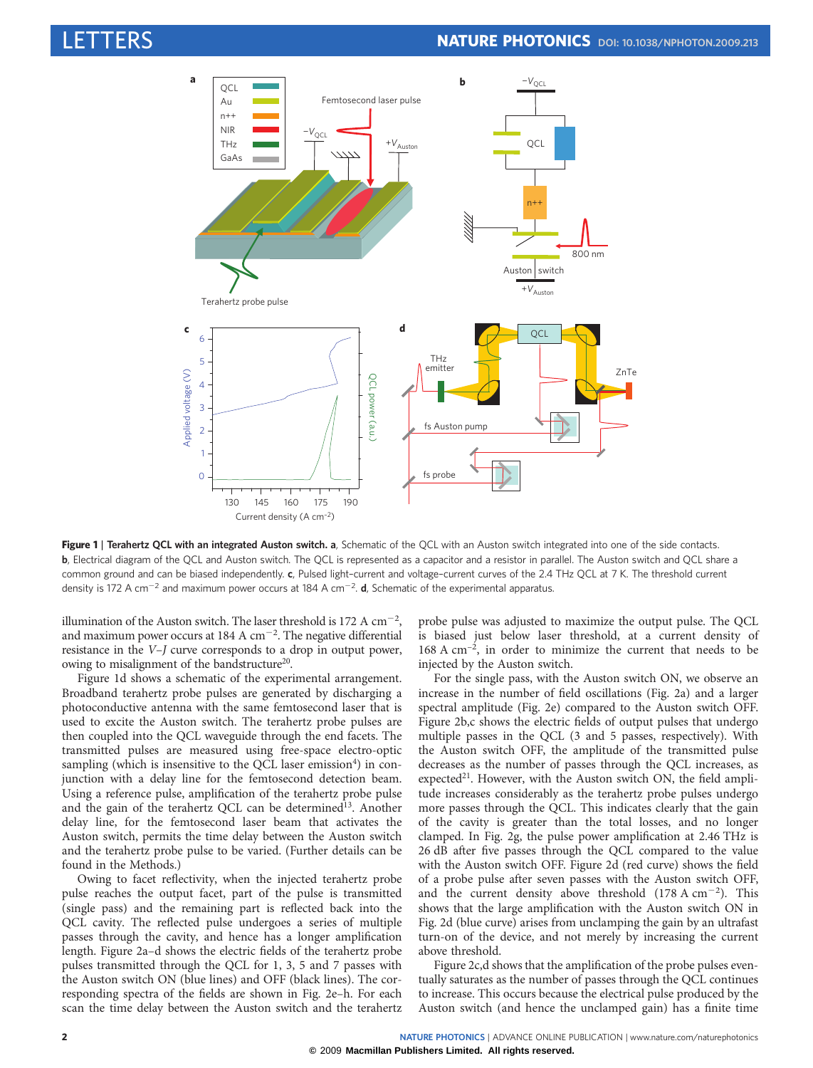**Figure 1 | Terahertz QCL with an integrated Auston switch.** **a**, Schematic of the QCL with an Auston switch integrated into one of the side contacts. **b**, Electrical diagram of the QCL and Auston switch. The QCL is represented as a capacitor and a resistor in parallel. The Auston switch and QCL share a common ground and can be biased independently. **c**, Pulsed light–current and voltage–current curves of the 2.4 THz QCL at 7 K. The threshold current density is 172 A cm$^{-2}$ and maximum power occurs at 184 A cm$^{-2}$. **d**, Schematic of the experimental apparatus.

illumination of the Auston switch. The laser threshold is 172 A cm$^{-2}$, and maximum power occurs at 184 A cm$^{-2}$. The negative differential resistance in the $V$–$J$ curve corresponds to a drop in output power, owing to misalignment of the bandstructure[20].

Figure 1d shows a schematic of the experimental arrangement. Broadband terahertz probe pulses are generated by discharging a photoconductive antenna with the same femtosecond laser that is used to excite the Auston switch. The terahertz probe pulses are then coupled into the QCL waveguide through the end facets. The transmitted pulses are measured using free-space electro-optic sampling (which is insensitive to the QCL laser emission[4]) in conjunction with a delay line for the femtosecond detection beam. Using a reference pulse, amplification of the terahertz probe pulse and the gain of the terahertz QCL can be determined[13]. Another delay line, for the femtosecond laser beam that activates the Auston switch, permits the time delay between the Auston switch and the terahertz probe pulse to be varied. (Further details can be found in the Methods.)

Owing to facet reflectivity, when the injected terahertz probe pulse reaches the output facet, part of the pulse is transmitted (single pass) and the remaining part is reflected back into the QCL cavity. The reflected pulse undergoes a series of multiple passes through the cavity, and hence has a longer amplification length. Figure 2a–d shows the electric fields of the terahertz probe pulses transmitted through the QCL for 1, 3, 5 and 7 passes with the Auston switch ON (blue lines) and OFF (black lines). The corresponding spectra of the fields are shown in Fig. 2e–h. For each scan the time delay between the Auston switch and the terahertz probe pulse was adjusted to maximize the output pulse. The QCL is biased just below laser threshold, at a current density of 168 A cm$^{-2}$, in order to minimize the current that needs to be injected by the Auston switch.

For the single pass, with the Auston switch ON, we observe an increase in the number of field oscillations (Fig. 2a) and a larger spectral amplitude (Fig. 2e) compared to the Auston switch OFF. Figure 2b,c shows the electric fields of output pulses that undergo multiple passes in the QCL (3 and 5 passes, respectively). With the Auston switch OFF, the amplitude of the transmitted pulse decreases as the number of passes through the QCL increases, as expected[21]. However, with the Auston switch ON, the field amplitude increases considerably as the terahertz probe pulses undergo more passes through the QCL. This indicates clearly that the gain of the cavity is greater than the total losses, and no longer clamped. In Fig. 2g, the pulse power amplification at 2.46 THz is 26 dB after five passes through the QCL compared to the value with the Auston switch OFF. Figure 2d (red curve) shows the field of a probe pulse after seven passes with the Auston switch OFF, and the current density above threshold (178 A cm$^{-2}$). This shows that the large amplification with the Auston switch ON in Fig. 2d (blue curve) arises from unclamping the gain by an ultrafast turn-on of the device, and not merely by increasing the current above threshold.

Figure 2c,d shows that the amplification of the probe pulses eventually saturates as the number of passes through the QCL continues to increase. This occurs because the electrical pulse produced by the Auston switch (and hence the unclamped gain) has a finite time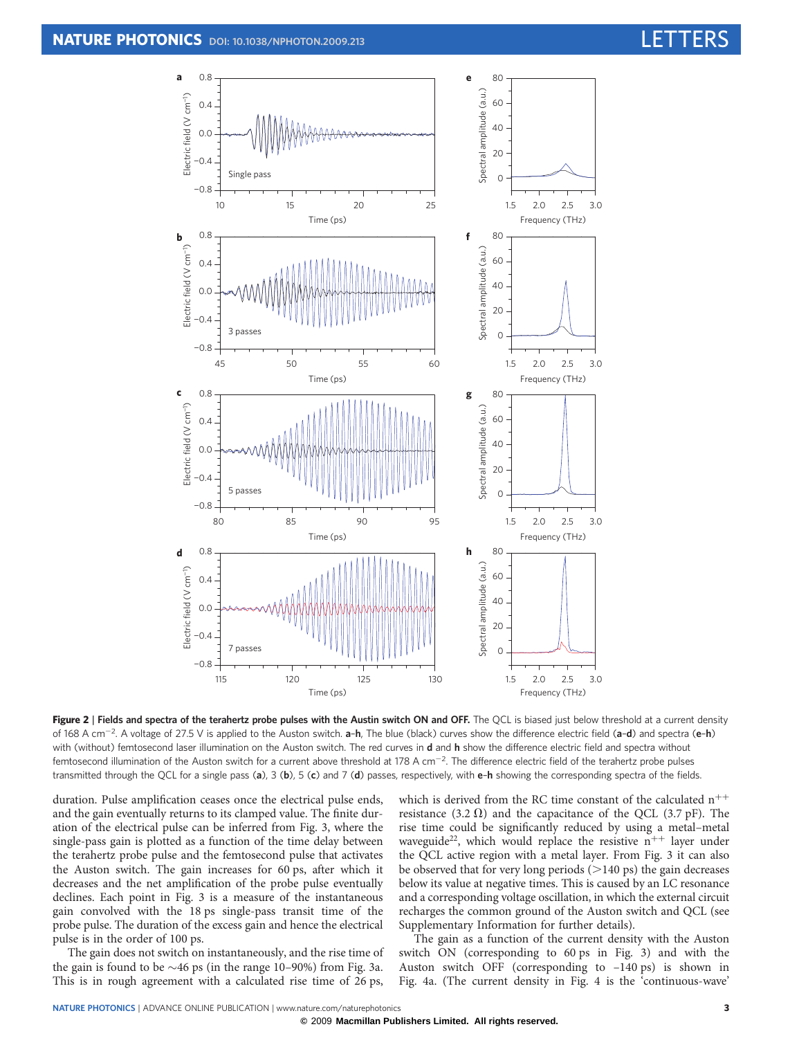**Figure 2 | Fields and spectra of the terahertz probe pulses with the Auston switch ON and OFF.** The QCL is biased just below threshold at a current density of 168 A cm$^{-2}$. A voltage of 27.5 V is applied to the Auston switch. **a–h**, The blue (black) curves show the difference electric field (**a–d**) and spectra (**e–h**) with (without) femtosecond laser illumination on the Auston switch. The red curves in **d** and **h** show the difference electric field and spectra without femtosecond illumination of the Auston switch for a current above threshold at 178 A cm$^{-2}$. The difference electric field of the terahertz probe pulses transmitted through the QCL for a single pass (**a**), 3 (**b**), 5 (**c**) and 7 (**d**) passes, respectively, with **e–h** showing the corresponding spectra of the fields.

duration. Pulse amplification ceases once the electrical pulse ends, and the gain eventually returns to its clamped value. The finite duration of the electrical pulse can be inferred from Fig. 3, where the single-pass gain is plotted as a function of the time delay between the terahertz probe pulse and the femtosecond pulse that activates the Auston switch. The gain increases for 60 ps, after which it decreases and the net amplification of the probe pulse eventually declines. Each point in Fig. 3 is a measure of the instantaneous gain convolved with the 18 ps single-pass transit time of the probe pulse. The duration of the excess gain and hence the electrical pulse is in the order of 100 ps.

The gain does not switch on instantaneously, and the rise time of the gain is found to be ~46 ps (in the range 10–90%) from Fig. 3a. This is in rough agreement with a calculated rise time of 26 ps, which is derived from the RC time constant of the calculated n$^{++}$ resistance (3.2 Ω) and the capacitance of the QCL (3.7 pF). The rise time could be significantly reduced by using a metal–metal waveguide[22], which would replace the resistive n$^{++}$ layer under the QCL active region with a metal layer. From Fig. 3 it can also be observed that for very long periods (>140 ps) the gain decreases below its value at negative times. This is caused by an LC resonance and a corresponding voltage oscillation, in which the external circuit recharges the common ground of the Auston switch and QCL (see Supplementary Information for further details).

The gain as a function of the current density with the Auston switch ON (corresponding to 60 ps in Fig. 3) and with the Auston switch OFF (corresponding to −140 ps) is shown in Fig. 4a. (The current density in Fig. 4 is the 'continuous-wave'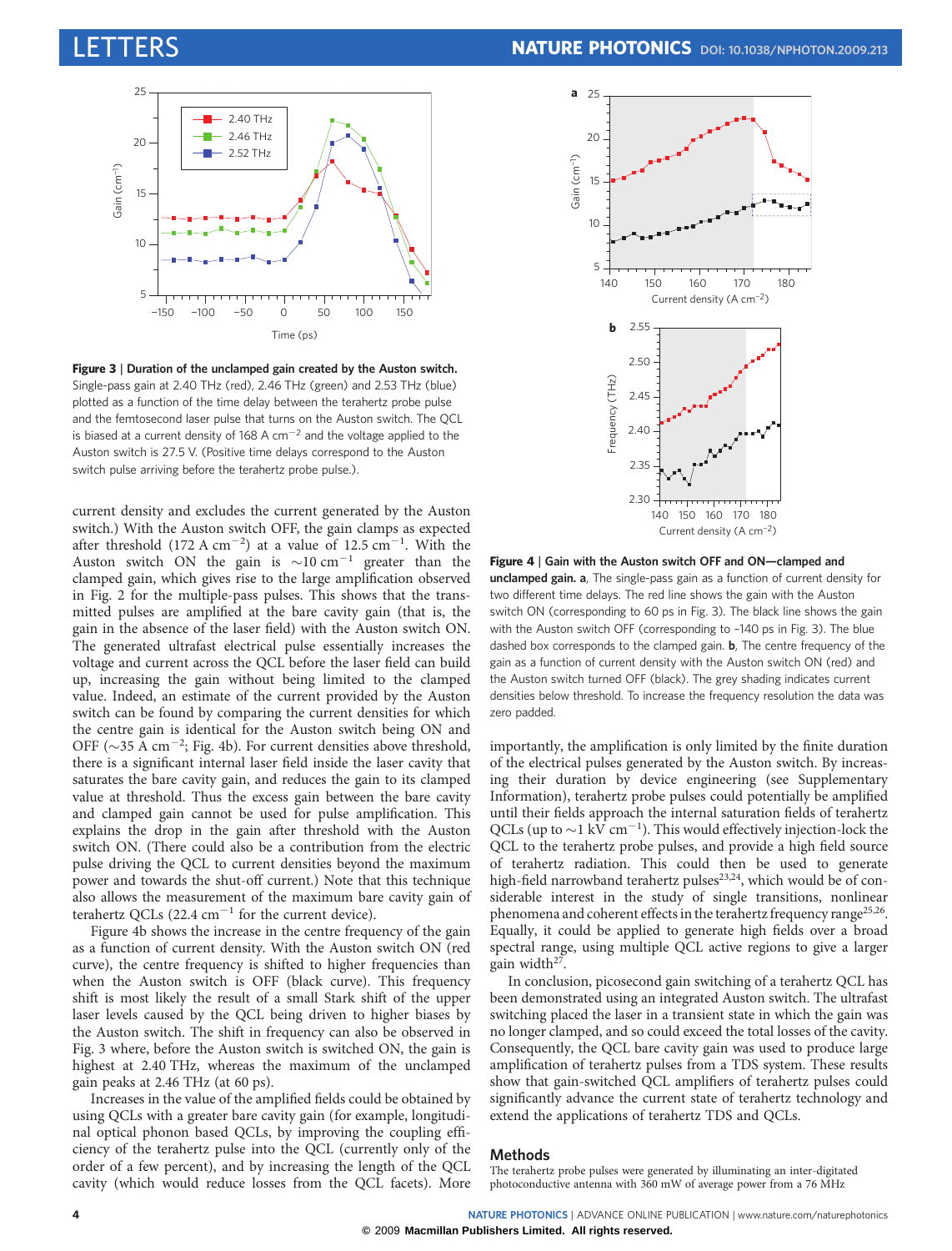**Figure 3 | Duration of the unclamped gain created by the Auston switch.** Single-pass gain at 2.40 THz (red), 2.46 THz (green) and 2.53 THz (blue) plotted as a function of the time delay between the terahertz probe pulse and the femtosecond laser pulse that turns on the Auston switch. The QCL is biased at a current density of 168 A cm$^{-2}$ and the voltage applied to the Auston switch is 27.5 V. (Positive time delays correspond to the Auston switch pulse arriving before the terahertz probe pulse.).

current density and excludes the current generated by the Auston switch.) With the Auston switch OFF, the gain clamps as expected after threshold (172 A cm$^{-2}$) at a value of 12.5 cm$^{-1}$. With the Auston switch ON the gain is ~10 cm$^{-1}$ greater than the clamped gain, which gives rise to the large amplification observed in Fig. 2 for the multiple-pass pulses. This shows that the transmitted pulses are amplified at the bare cavity gain (that is, the gain in the absence of the laser field) with the Auston switch ON. The generated ultrafast electrical pulse essentially increases the voltage and current across the QCL before the laser field can build up, increasing the gain without being limited to the clamped value. Indeed, an estimate of the current provided by the Auston switch can be found by comparing the current densities for which the centre gain is identical for the Auston switch being ON and OFF (~35 A cm$^{-2}$; Fig. 4b). For current densities above threshold, there is a significant internal laser field inside the laser cavity that saturates the bare cavity gain, and reduces the gain to its clamped value at threshold. Thus the excess gain between the bare cavity and clamped gain cannot be used for pulse amplification. This explains the drop in the gain after threshold with the Auston switch ON. (There could also be a contribution from the electric pulse driving the QCL to current densities beyond the maximum power and towards the shut-off current.) Note that this technique also allows the measurement of the maximum bare cavity gain of terahertz QCLs (22.4 cm$^{-1}$ for the current device).

Figure 4b shows the increase in the centre frequency of the gain as a function of current density. With the Auston switch ON (red curve), the centre frequency is shifted to higher frequencies than when the Auston switch is OFF (black curve). This frequency shift is most likely the result of a small Stark shift of the upper laser levels caused by the QCL being driven to higher biases by the Auston switch. The shift in frequency can also be observed in Fig. 3 where, before the Auston switch is switched ON, the gain is highest at 2.40 THz, whereas the maximum of the unclamped gain peaks at 2.46 THz (at 60 ps).

Increases in the value of the amplified fields could be obtained by using QCLs with a greater bare cavity gain (for example, longitudinal optical phonon based QCLs, by improving the coupling efficiency of the terahertz pulse into the QCL (currently only of the order of a few percent), and by increasing the length of the QCL cavity (which would reduce losses from the QCL facets). More

**Figure 4 | Gain with the Auston switch OFF and ON—clamped and unclamped gain. a**, The single-pass gain as a function of current density for two different time delays. The red line shows the gain with the Auston switch ON (corresponding to 60 ps in Fig. 3). The black line shows the gain with the Auston switch OFF (corresponding to −140 ps in Fig. 3). The blue dashed box corresponds to the clamped gain. **b**, The centre frequency of the gain as a function of current density with the Auston switch ON (red) and the Auston switch turned OFF (black). The grey shading indicates current densities below threshold. To increase the frequency resolution the data was zero padded.

importantly, the amplification is only limited by the finite duration of the electrical pulses generated by the Auston switch. By increasing their duration by device engineering (see Supplementary Information), terahertz probe pulses could potentially be amplified until their fields approach the internal saturation fields of terahertz QCLs (up to ~1 kV cm$^{-1}$). This would effectively injection-lock the QCL to the terahertz probe pulses, and provide a high field source of terahertz radiation. This could then be used to generate high-field narrowband terahertz pulses[23,24], which would be of considerable interest in the study of single transitions, nonlinear phenomena and coherent effects in the terahertz frequency range[25,26]. Equally, it could be applied to generate high fields over a broad spectral range, using multiple QCL active regions to give a larger gain width[27].

In conclusion, picosecond gain switching of a terahertz QCL has been demonstrated using an integrated Auston switch. The ultrafast switching placed the laser in a transient state in which the gain was no longer clamped, and so could exceed the total losses of the cavity. Consequently, the QCL bare cavity gain was used to produce large amplification of terahertz pulses from a TDS system. These results show that gain-switched QCL amplifiers of terahertz pulses could significantly advance the current state of terahertz technology and extend the applications of terahertz TDS and QCLs.

## Methods

The terahertz probe pulses were generated by illuminating an inter-digitated photoconductive antenna with 360 mW of average power from a 76 MHz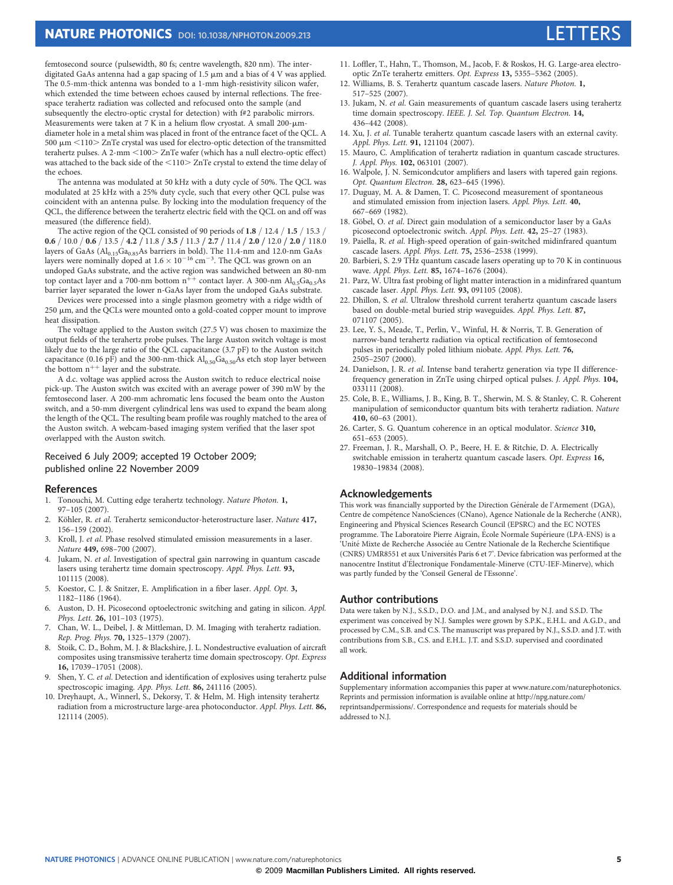femtosecond source (pulsewidth, 80 fs; centre wavelength, 820 nm). The interdigitated GaAs antenna had a gap spacing of 1.5 μm and a bias of 4 V was applied. The 0.5-mm-thick antenna was bonded to a 1-mm high-resistivity silicon wafer, which extended the time between echoes caused by internal reflections. The free-space terahertz radiation was collected and refocused onto the sample (and subsequently the electro-optic crystal for detection) with f#2 parabolic mirrors. Measurements were taken at 7 K in a helium flow cryostat. A small 200-μm-diameter hole in a metal shim was placed in front of the entrance facet of the QCL. A 500 μm <110> ZnTe crystal was used for electro-optic detection of the transmitted terahertz pulses. A 2-mm <100> ZnTe wafer (which has a null electro-optic effect) was attached to the back side of the <110> ZnTe crystal to extend the time delay of the echoes.

The antenna was modulated at 50 kHz with a duty cycle of 50%. The QCL was modulated at 25 kHz with a 25% duty cycle, such that every other QCL pulse was coincident with an antenna pulse. By locking into the modulation frequency of the QCL, the difference between the terahertz electric field with the QCL on and off was measured (the difference field).

The active region of the QCL consisted of 90 periods of **1.8** / 12.4 / **1.5** / 15.3 / **0.6** / 10.0 / **0.6** / 13.5 / **4.2** / 11.8 / **3.5** / 11.3 / **2.7** / 11.4 / **2.0** / 12.0 / **2.0** / 118.0 layers of GaAs ($Al_{0.15}Ga_{0.85}As$ barriers in bold). The 11.4-nm and 12.0-nm GaAs layers were nominally doped at $1.6 \times 10^{-16}$ cm$^{-3}$. The QCL was grown on an undoped GaAs substrate, and the active region was sandwiched between an 80-nm top contact layer and a 700-nm bottom $n^{++}$ contact layer. A 300-nm $Al_{0.5}Ga_{0.5}As$ barrier layer separated the lower n-GaAs layer from the undoped GaAs substrate.

Devices were processed into a single plasmon geometry with a ridge width of 250 μm, and the QCLs were mounted onto a gold-coated copper mount to improve heat dissipation.

The voltage applied to the Auston switch (27.5 V) was chosen to maximize the output fields of the terahertz probe pulses. The large Auston switch voltage is most likely due to the large ratio of the QCL capacitance (3.7 pF) to the Auston switch capacitance (0.16 pF) and the 300-nm-thick $Al_{0.50}Ga_{0.50}As$ etch stop layer between the bottom $n^{++}$ layer and the substrate.

A d.c. voltage was applied across the Auston switch to reduce electrical noise pick-up. The Auston switch was excited with an average power of 390 mW by the femtosecond laser. A 200-mm achromatic lens focused the beam onto the Auston switch, and a 50-mm divergent cylindrical lens was used to expand the beam along the length of the QCL. The resulting beam profile was roughly matched to the area of the Auston switch. A webcam-based imaging system verified that the laser spot overlapped with the Auston switch.

Received 6 July 2009; accepted 19 October 2009; published online 22 November 2009

## References

1. Tonouchi, M. Cutting edge terahertz technology. *Nature Photon.* **1,** 97–105 (2007).
2. Köhler, R. *et al.* Terahertz semiconductor-heterostructure laser. *Nature* **417,** 156–159 (2002).
3. Kroll, J. *et al.* Phase resolved stimulated emission measurements in a laser. *Nature* **449,** 698–700 (2007).
4. Jukam, N. *et al.* Investigation of spectral gain narrowing in quantum cascade lasers using terahertz time domain spectroscopy. *Appl. Phys. Lett.* **93,** 101115 (2008).
5. Koestor, C. J. & Snitzer, E. Amplification in a fiber laser. *Appl. Opt.* **3,** 1182–1186 (1964).
6. Auston, D. H. Picosecond optoelectronic switching and gating in silicon. *Appl. Phys. Lett.* **26,** 101–103 (1975).
7. Chan, W. L., Deibel, J. & Mittleman, D. M. Imaging with terahertz radiation. *Rep. Prog. Phys.* **70,** 1325–1379 (2007).
8. Stoik, C. D., Bohm, M. J. & Blackshire, J. L. Nondestructive evaluation of aircraft composites using transmissive terahertz time domain spectroscopy. *Opt. Express* **16,** 17039–17051 (2008).
9. Shen, Y. C. *et al.* Detection and identification of explosives using terahertz pulse spectroscopic imaging. *App. Phys. Lett.* **86,** 241116 (2005).
10. Dreyhaupt, A., Winnerl, S., Dekorsy, T. & Helm, M. High intensity terahertz radiation from a microstructure large-area photoconductor. *Appl. Phys. Lett.* **86,** 121114 (2005).
11. Loffler, T., Hahn, T., Thomson, M., Jacob, F. & Roskos, H. G. Large-area electro-optic ZnTe terahertz emitters. *Opt. Express* **13,** 5355–5362 (2005).
12. Williams, B. S. Terahertz quantum cascade lasers. *Nature Photon.* **1,** 517–525 (2007).
13. Jukam, N. *et al.* Gain measurements of quantum cascade lasers using terahertz time domain spectroscopy. *IEEE. J. Sel. Top. Quantum Electron.* **14,** 436–442 (2008).
14. Xu, J. *et al.* Tunable terahertz quantum cascade lasers with an external cavity. *Appl. Phys. Lett.* **91,** 121104 (2007).
15. Mauro, C. Amplification of terahertz radiation in quantum cascade structures. *J. Appl. Phys.* **102,** 063101 (2007).
16. Walpole, J. N. Semicondcutor amplifiers and lasers with tapered gain regions. *Opt. Quantum Electron.* **28,** 623–645 (1996).
17. Duguay, M. A. & Damen, T. C. Picosecond measurement of spontaneous and stimulated emission from injection lasers. *Appl. Phys. Lett.* **40,** 667–669 (1982).
18. Göbel, O. *et al.* Direct gain modulation of a semiconductor laser by a GaAs picosecond optoelectronic switch. *Appl. Phys. Lett.* **42,** 25–27 (1983).
19. Paiella, R. *et al.* High-speed operation of gain-switched midinfrared quantum cascade lasers. *Appl. Phys. Lett.* **75,** 2536–2538 (1999).
20. Barbieri, S. 2.9 THz quantum cascade lasers operating up to 70 K in continuous wave. *Appl. Phys. Lett.* **85,** 1674–1676 (2004).
21. Parz, W. Ultra fast probing of light matter interaction in a midinfrared quantum cascade laser. *Appl. Phys. Lett.* **93,** 091105 (2008).
22. Dhillon, S. *et al.* Ultralow threshold current terahertz quantum cascade lasers based on double-metal buried strip waveguides. *Appl. Phys. Lett.* **87,** 071107 (2005).
23. Lee, Y. S., Meade, T., Perlin, V., Winful, H. & Norris, T. B. Generation of narrow-band terahertz radiation via optical rectification of femtosecond pulses in periodically poled lithium niobate. *Appl. Phys. Lett.* **76,** 2505–2507 (2000).
24. Danielson, J. R. *et al.* Intense band terahertz generation via type II difference-frequency generation in ZnTe using chirped optical pulses. *J. Appl. Phys.* **104,** 033111 (2008).
25. Cole, B. E., Williams, J. B., King, B. T., Sherwin, M. S. & Stanley, C. R. Coherent manipulation of semiconductor quantum bits with terahertz radiation. *Nature* **410,** 60–63 (2001).
26. Carter, S. G. Quantum coherence in an optical modulator. *Science* **310,** 651–653 (2005).
27. Freeman, J. R., Marshall, O. P., Beere, H. E. & Ritchie, D. A. Electrically switchable emission in terahertz quantum cascade lasers. *Opt. Express* **16,** 19830–19834 (2008).

## Acknowledgements

This work was financially supported by the Direction Générale de l'Armement (DGA), Centre de compétence NanoSciences (CNano), Agence Nationale de la Recherche (ANR), Engineering and Physical Sciences Research Council (EPSRC) and the EC NOTES programme. The Laboratoire Pierre Aigrain, École Normale Supérieure (LPA-ENS) is a 'Unité Mixte de Recherche Associée au Centre Nationale de la Recherche Scientifique (CNRS) UMR8551 et aux Universités Paris 6 et 7'. Device fabrication was performed at the nanocentre Institut d'Électronique Fondamentale-Minerve (CTU-IEF-Minerve), which was partly funded by the 'Conseil General de l'Essonne'.

## Author contributions

Data were taken by N.J., S.S.D., D.O. and J.M., and analysed by N.J. and S.S.D. The experiment was conceived by N.J. Samples were grown by S.P.K., E.H.L. and A.G.D., and processed by C.M., S.B. and C.S. The manuscript was prepared by N.J., S.S.D. and J.T. with contributions from S.B., C.S. and E.H.L. J.T. and S.S.D. supervised and coordinated all work.

## Additional information

Supplementary information accompanies this paper at www.nature.com/naturephotonics. Reprints and permission information is available online at http://npg.nature.com/reprintsandpermissions/. Correspondence and requests for materials should be addressed to N.J.